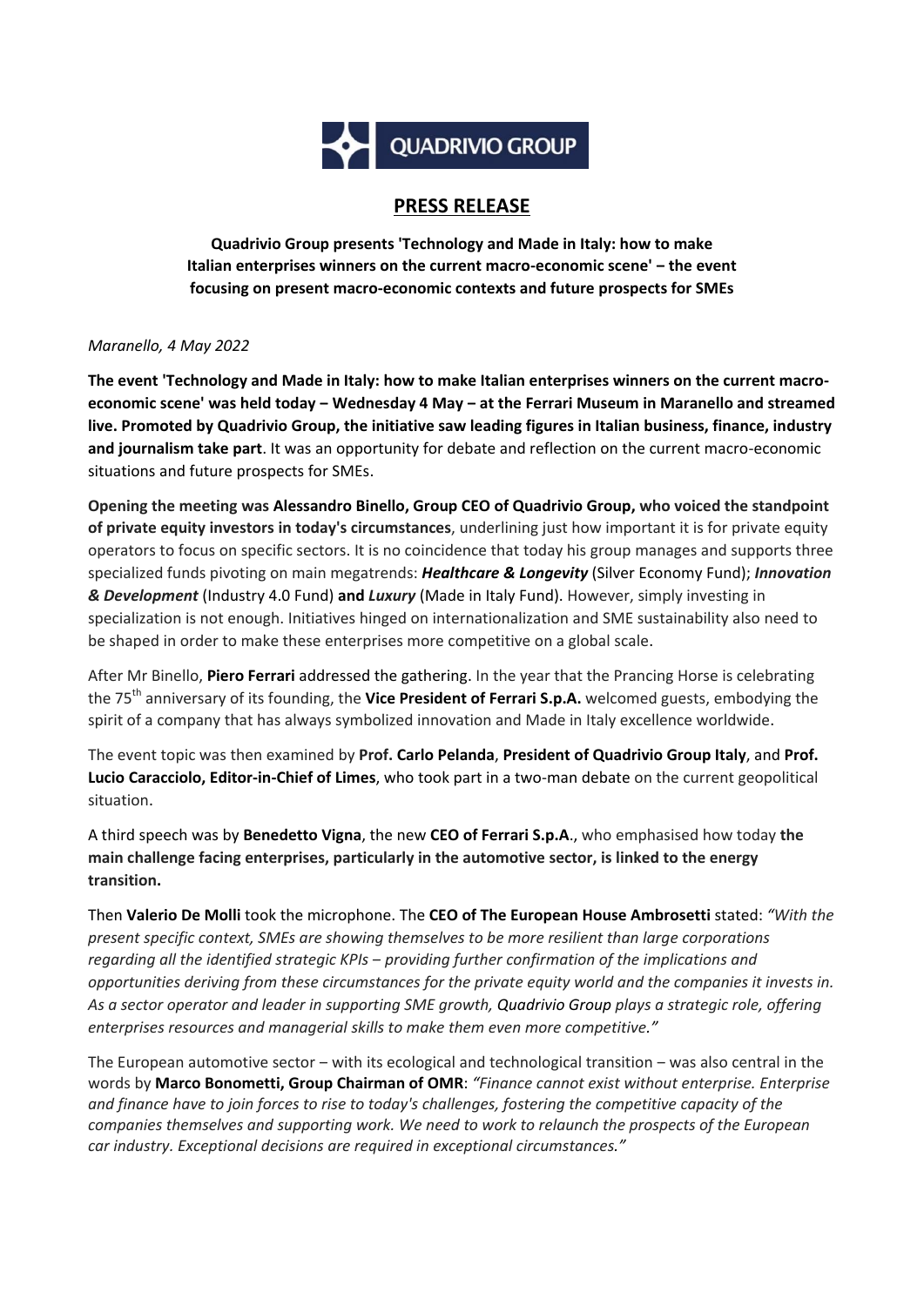QUADRIVIO GROUP

# PRESS RELEASE

**Quadrivio Group presents 'Technology and Made in Italy: how to make Italian enterprises winners on the current macro-economic scene' – the event focusing on present macro-economic contexts and future prospects for SMEs**

*Maranello, 4 May 2022*

**The event 'Technology and Made in Italy: how to make Italian enterprises winners on the current macro-economic scene' was held today – Wednesday 4 May – at the Ferrari Museum in Maranello and streamed live. Promoted by Quadrivio Group, the initiative saw leading figures in Italian business, finance, industry and journalism take part**. It was an opportunity for debate and reflection on the current macro-economic situations and future prospects for SMEs.

**Opening the meeting was Alessandro Binello, Group CEO of Quadrivio Group, who voiced the standpoint of private equity investors in today's circumstances**, underlining just how important it is for private equity operators to focus on specific sectors. It is no coincidence that today his group manages and supports three specialized funds pivoting on main megatrends: ***Healthcare & Longevity*** (Silver Economy Fund); ***Innovation & Development*** (Industry 4.0 Fund) **and** ***Luxury*** (Made in Italy Fund). However, simply investing in specialization is not enough. Initiatives hinged on internationalization and SME sustainability also need to be shaped in order to make these enterprises more competitive on a global scale.

After Mr Binello, **Piero Ferrari** addressed the gathering. In the year that the Prancing Horse is celebrating the 75th anniversary of its founding, the **Vice President of Ferrari S.p.A.** welcomed guests, embodying the spirit of a company that has always symbolized innovation and Made in Italy excellence worldwide.

The event topic was then examined by **Prof. Carlo Pelanda**, **President of Quadrivio Group Italy**, and **Prof. Lucio Caracciolo, Editor-in-Chief of Limes**, who took part in a two-man debate on the current geopolitical situation.

A third speech was by **Benedetto Vigna**, the new **CEO of Ferrari S.p.A**., who emphasised how today **the main challenge facing enterprises, particularly in the automotive sector, is linked to the energy transition.**

Then **Valerio De Molli** took the microphone. The **CEO of The European House Ambrosetti** stated: *"With the present specific context, SMEs are showing themselves to be more resilient than large corporations regarding all the identified strategic KPIs – providing further confirmation of the implications and opportunities deriving from these circumstances for the private equity world and the companies it invests in. As a sector operator and leader in supporting SME growth, Quadrivio Group plays a strategic role, offering enterprises resources and managerial skills to make them even more competitive."*

The European automotive sector – with its ecological and technological transition – was also central in the words by **Marco Bonometti, Group Chairman of OMR**: *"Finance cannot exist without enterprise. Enterprise and finance have to join forces to rise to today's challenges, fostering the competitive capacity of the companies themselves and supporting work. We need to work to relaunch the prospects of the European car industry. Exceptional decisions are required in exceptional circumstances."*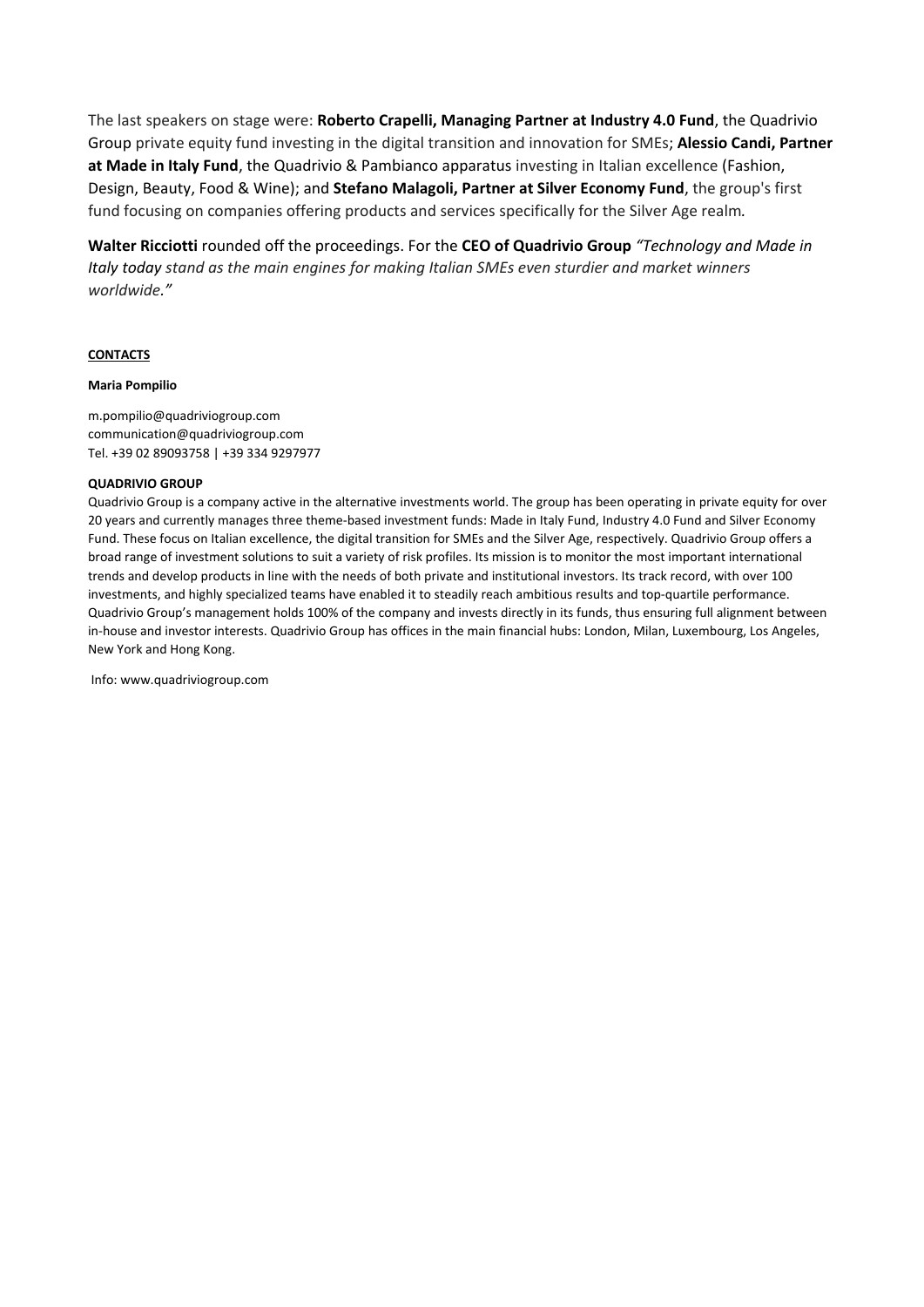The last speakers on stage were: **Roberto Crapelli, Managing Partner at Industry 4.0 Fund**, the Quadrivio Group private equity fund investing in the digital transition and innovation for SMEs; **Alessio Candi, Partner at Made in Italy Fund**, the Quadrivio & Pambianco apparatus investing in Italian excellence (Fashion, Design, Beauty, Food & Wine); and **Stefano Malagoli, Partner at Silver Economy Fund**, the group's first fund focusing on companies offering products and services specifically for the Silver Age realm.

**Walter Ricciotti** rounded off the proceedings. For the **CEO of Quadrivio Group** *"Technology and Made in Italy today stand as the main engines for making Italian SMEs even sturdier and market winners worldwide."*

**CONTACTS**

**Maria Pompilio**

m.pompilio@quadriviogroup.com
communication@quadriviogroup.com
Tel. +39 02 89093758 | +39 334 9297977

**QUADRIVIO GROUP**

Quadrivio Group is a company active in the alternative investments world. The group has been operating in private equity for over 20 years and currently manages three theme-based investment funds: Made in Italy Fund, Industry 4.0 Fund and Silver Economy Fund. These focus on Italian excellence, the digital transition for SMEs and the Silver Age, respectively. Quadrivio Group offers a broad range of investment solutions to suit a variety of risk profiles. Its mission is to monitor the most important international trends and develop products in line with the needs of both private and institutional investors. Its track record, with over 100 investments, and highly specialized teams have enabled it to steadily reach ambitious results and top-quartile performance. Quadrivio Group's management holds 100% of the company and invests directly in its funds, thus ensuring full alignment between in-house and investor interests. Quadrivio Group has offices in the main financial hubs: London, Milan, Luxembourg, Los Angeles, New York and Hong Kong.

Info: www.quadriviogroup.com